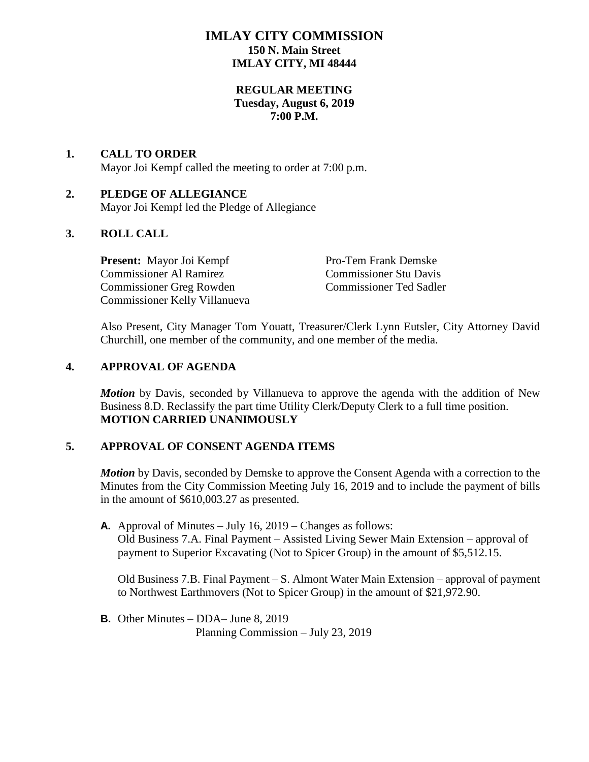# IMLAY CITY COMMISSION

**150 N. Main Street**
**IMLAY CITY, MI 48444**

**REGULAR MEETING**
**Tuesday, August 6, 2019**
**7:00 P.M.**

## 1. CALL TO ORDER

Mayor Joi Kempf called the meeting to order at 7:00 p.m.

## 2. PLEDGE OF ALLEGIANCE

Mayor Joi Kempf led the Pledge of Allegiance

## 3. ROLL CALL

**Present:** Mayor Joi Kempf
Pro-Tem Frank Demske
Commissioner Al Ramirez
Commissioner Stu Davis
Commissioner Greg Rowden
Commissioner Ted Sadler
Commissioner Kelly Villanueva

Also Present, City Manager Tom Youatt, Treasurer/Clerk Lynn Eutsler, City Attorney David Churchill, one member of the community, and one member of the media.

## 4. APPROVAL OF AGENDA

***Motion*** by Davis, seconded by Villanueva to approve the agenda with the addition of New Business 8.D. Reclassify the part time Utility Clerk/Deputy Clerk to a full time position.
**MOTION CARRIED UNANIMOUSLY**

## 5. APPROVAL OF CONSENT AGENDA ITEMS

***Motion*** by Davis, seconded by Demske to approve the Consent Agenda with a correction to the Minutes from the City Commission Meeting July 16, 2019 and to include the payment of bills in the amount of $610,003.27 as presented.

**A.** Approval of Minutes – July 16, 2019 – Changes as follows:
Old Business 7.A. Final Payment – Assisted Living Sewer Main Extension – approval of payment to Superior Excavating (Not to Spicer Group) in the amount of $5,512.15.

Old Business 7.B. Final Payment – S. Almont Water Main Extension – approval of payment to Northwest Earthmovers (Not to Spicer Group) in the amount of $21,972.90.

**B.** Other Minutes – DDA– June 8, 2019
Planning Commission – July 23, 2019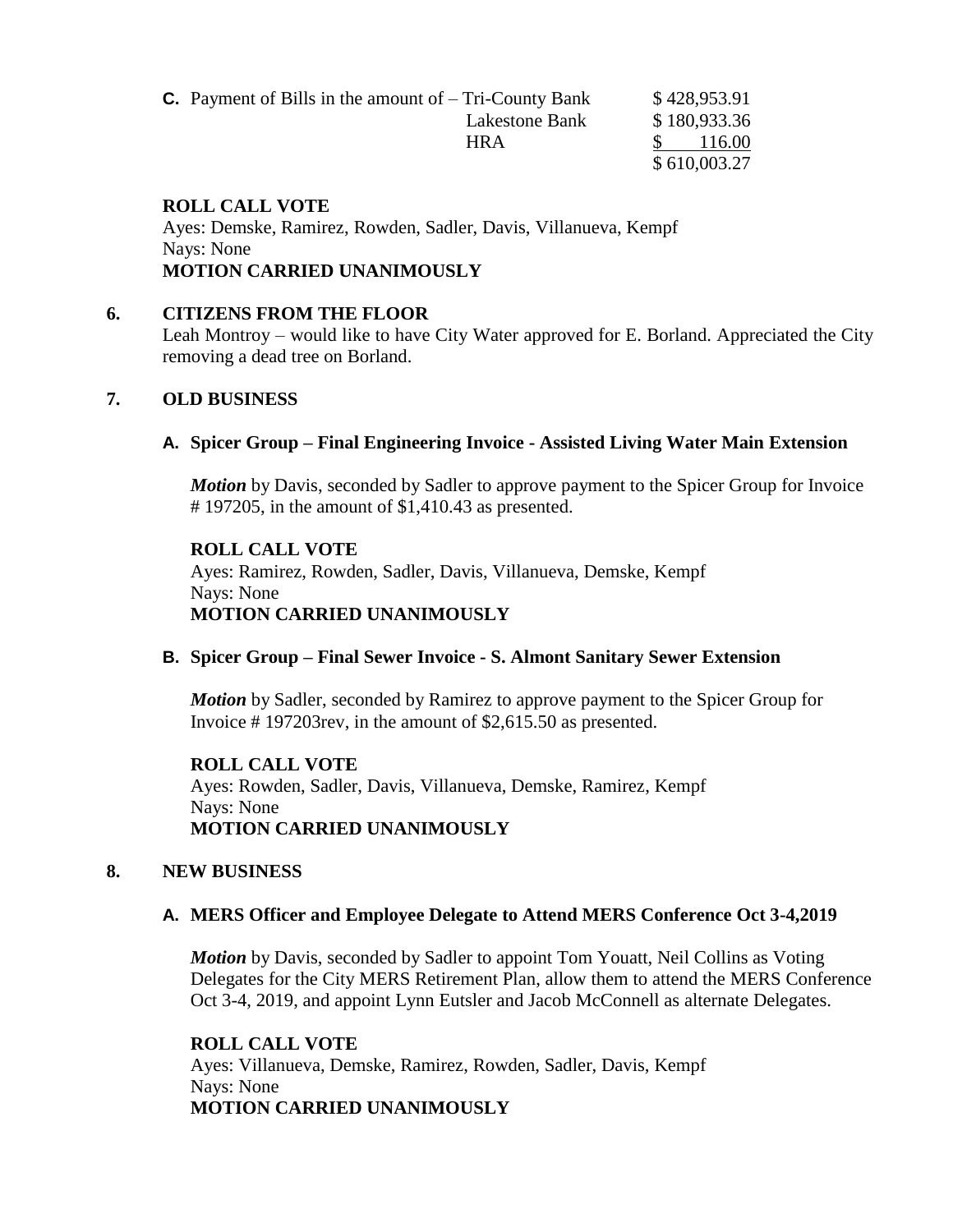**C.** Payment of Bills in the amount of –

| | |
|---|---|
| Tri-County Bank | $ 428,953.91 |
| Lakestone Bank | $ 180,933.36 |
| HRA | $ 116.00 |
| | $ 610,003.27 |

**ROLL CALL VOTE**
Ayes: Demske, Ramirez, Rowden, Sadler, Davis, Villanueva, Kempf
Nays: None
**MOTION CARRIED UNANIMOUSLY**

## 6. CITIZENS FROM THE FLOOR

Leah Montroy – would like to have City Water approved for E. Borland. Appreciated the City removing a dead tree on Borland.

## 7. OLD BUSINESS

### A. Spicer Group – Final Engineering Invoice - Assisted Living Water Main Extension

***Motion*** by Davis, seconded by Sadler to approve payment to the Spicer Group for Invoice # 197205, in the amount of $1,410.43 as presented.

**ROLL CALL VOTE**
Ayes: Ramirez, Rowden, Sadler, Davis, Villanueva, Demske, Kempf
Nays: None
**MOTION CARRIED UNANIMOUSLY**

### B. Spicer Group – Final Sewer Invoice - S. Almont Sanitary Sewer Extension

***Motion*** by Sadler, seconded by Ramirez to approve payment to the Spicer Group for Invoice # 197203rev, in the amount of $2,615.50 as presented.

**ROLL CALL VOTE**
Ayes: Rowden, Sadler, Davis, Villanueva, Demske, Ramirez, Kempf
Nays: None
**MOTION CARRIED UNANIMOUSLY**

## 8. NEW BUSINESS

### A. MERS Officer and Employee Delegate to Attend MERS Conference Oct 3-4,2019

***Motion*** by Davis, seconded by Sadler to appoint Tom Youatt, Neil Collins as Voting Delegates for the City MERS Retirement Plan, allow them to attend the MERS Conference Oct 3-4, 2019, and appoint Lynn Eutsler and Jacob McConnell as alternate Delegates.

**ROLL CALL VOTE**
Ayes: Villanueva, Demske, Ramirez, Rowden, Sadler, Davis, Kempf
Nays: None
**MOTION CARRIED UNANIMOUSLY**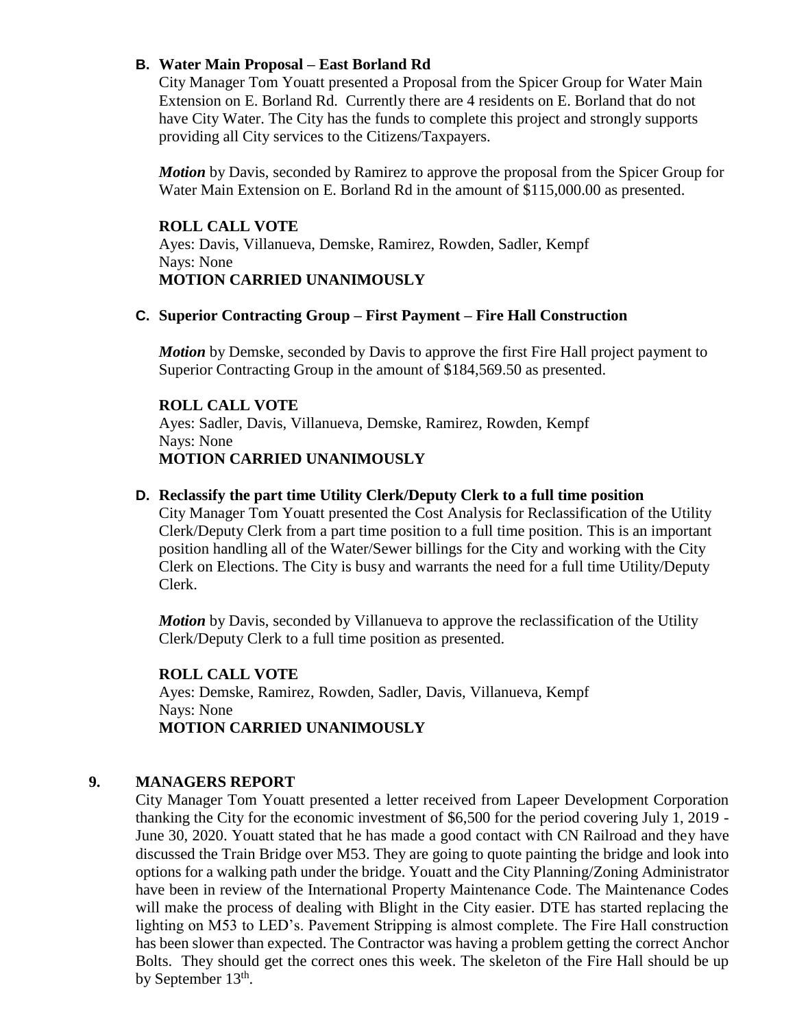**B. Water Main Proposal – East Borland Rd**

City Manager Tom Youatt presented a Proposal from the Spicer Group for Water Main Extension on E. Borland Rd. Currently there are 4 residents on E. Borland that do not have City Water. The City has the funds to complete this project and strongly supports providing all City services to the Citizens/Taxpayers.

***Motion*** by Davis, seconded by Ramirez to approve the proposal from the Spicer Group for Water Main Extension on E. Borland Rd in the amount of $115,000.00 as presented.

**ROLL CALL VOTE**
Ayes: Davis, Villanueva, Demske, Ramirez, Rowden, Sadler, Kempf
Nays: None
**MOTION CARRIED UNANIMOUSLY**

**C. Superior Contracting Group – First Payment – Fire Hall Construction**

***Motion*** by Demske, seconded by Davis to approve the first Fire Hall project payment to Superior Contracting Group in the amount of $184,569.50 as presented.

**ROLL CALL VOTE**
Ayes: Sadler, Davis, Villanueva, Demske, Ramirez, Rowden, Kempf
Nays: None
**MOTION CARRIED UNANIMOUSLY**

**D. Reclassify the part time Utility Clerk/Deputy Clerk to a full time position**

City Manager Tom Youatt presented the Cost Analysis for Reclassification of the Utility Clerk/Deputy Clerk from a part time position to a full time position. This is an important position handling all of the Water/Sewer billings for the City and working with the City Clerk on Elections. The City is busy and warrants the need for a full time Utility/Deputy Clerk.

***Motion*** by Davis, seconded by Villanueva to approve the reclassification of the Utility Clerk/Deputy Clerk to a full time position as presented.

**ROLL CALL VOTE**
Ayes: Demske, Ramirez, Rowden, Sadler, Davis, Villanueva, Kempf
Nays: None
**MOTION CARRIED UNANIMOUSLY**

**9. MANAGERS REPORT**

City Manager Tom Youatt presented a letter received from Lapeer Development Corporation thanking the City for the economic investment of $6,500 for the period covering July 1, 2019 - June 30, 2020. Youatt stated that he has made a good contact with CN Railroad and they have discussed the Train Bridge over M53. They are going to quote painting the bridge and look into options for a walking path under the bridge. Youatt and the City Planning/Zoning Administrator have been in review of the International Property Maintenance Code. The Maintenance Codes will make the process of dealing with Blight in the City easier. DTE has started replacing the lighting on M53 to LED's. Pavement Stripping is almost complete. The Fire Hall construction has been slower than expected. The Contractor was having a problem getting the correct Anchor Bolts. They should get the correct ones this week. The skeleton of the Fire Hall should be up by September 13th.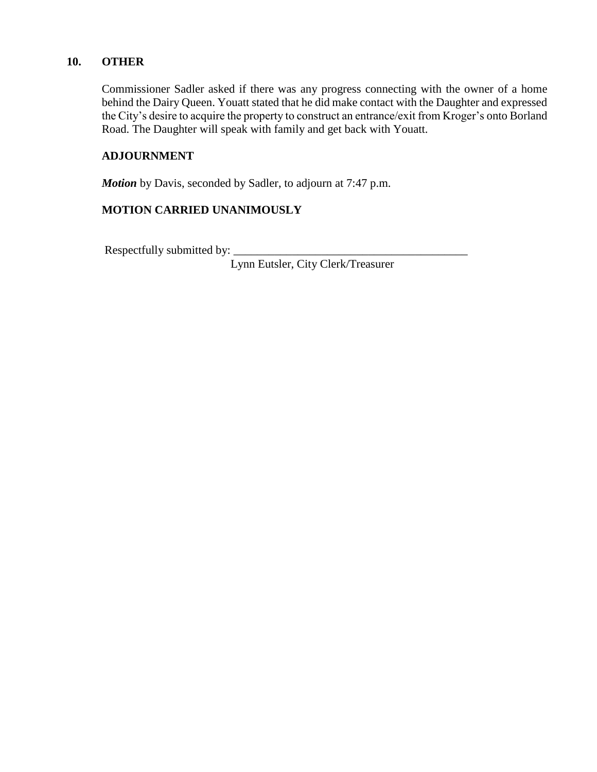## 10. OTHER

Commissioner Sadler asked if there was any progress connecting with the owner of a home behind the Dairy Queen. Youatt stated that he did make contact with the Daughter and expressed the City's desire to acquire the property to construct an entrance/exit from Kroger's onto Borland Road. The Daughter will speak with family and get back with Youatt.

**ADJOURNMENT**

***Motion*** by Davis, seconded by Sadler, to adjourn at 7:47 p.m.

**MOTION CARRIED UNANIMOUSLY**

Respectfully submitted by: _________________________________________

Lynn Eutsler, City Clerk/Treasurer